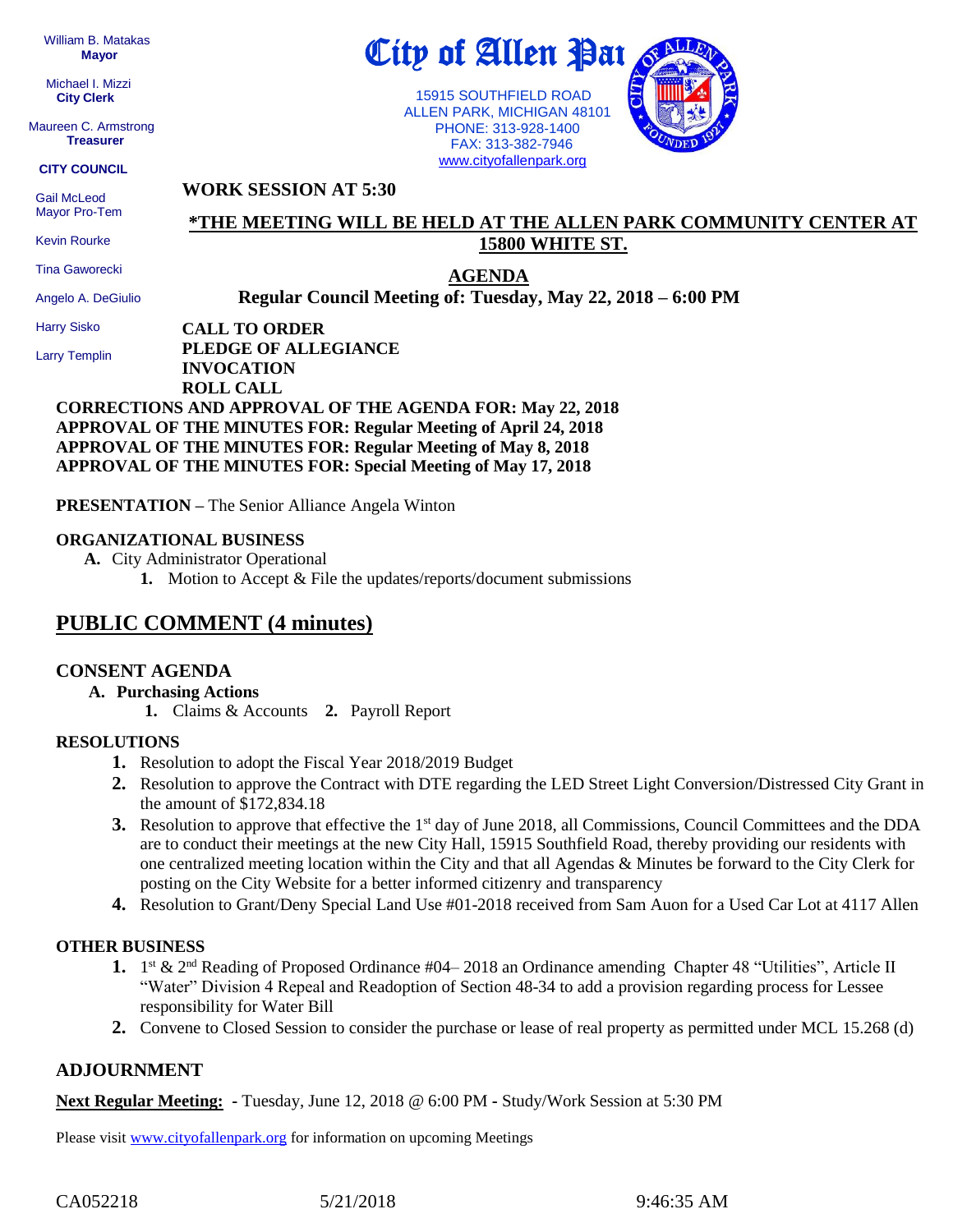William B. Matakas
**Mayor**

Michael I. Mizzi
**City Clerk**

Maureen C. Armstrong
**Treasurer**

**CITY COUNCIL**

Gail McLeod
Mayor Pro-Tem

Kevin Rourke

Tina Gaworecki

Angelo A. DeGiulio

Harry Sisko

Larry Templin

# City of Allen Park

15915 SOUTHFIELD ROAD
ALLEN PARK, MICHIGAN 48101
PHONE: 313-928-1400
FAX: 313-382-7946
www.cityofallenpark.org

**WORK SESSION AT 5:30**

**\*THE MEETING WILL BE HELD AT THE ALLEN PARK COMMUNITY CENTER AT 15800 WHITE ST.**

## AGENDA

**Regular Council Meeting of: Tuesday, May 22, 2018 – 6:00 PM**

**CALL TO ORDER**
**PLEDGE OF ALLEGIANCE**
**INVOCATION**
**ROLL CALL**

**CORRECTIONS AND APPROVAL OF THE AGENDA FOR: May 22, 2018**
**APPROVAL OF THE MINUTES FOR: Regular Meeting of April 24, 2018**
**APPROVAL OF THE MINUTES FOR: Regular Meeting of May 8, 2018**
**APPROVAL OF THE MINUTES FOR: Special Meeting of May 17, 2018**

**PRESENTATION** – The Senior Alliance Angela Winton

**ORGANIZATIONAL BUSINESS**

**A.** City Administrator Operational
  1. Motion to Accept & File the updates/reports/document submissions

## PUBLIC COMMENT (4 minutes)

**CONSENT AGENDA**

**A. Purchasing Actions**
  **1.** Claims & Accounts **2.** Payroll Report

**RESOLUTIONS**

1. Resolution to adopt the Fiscal Year 2018/2019 Budget
2. Resolution to approve the Contract with DTE regarding the LED Street Light Conversion/Distressed City Grant in the amount of $172,834.18
3. Resolution to approve that effective the 1st day of June 2018, all Commissions, Council Committees and the DDA are to conduct their meetings at the new City Hall, 15915 Southfield Road, thereby providing our residents with one centralized meeting location within the City and that all Agendas & Minutes be forward to the City Clerk for posting on the City Website for a better informed citizenry and transparency
4. Resolution to Grant/Deny Special Land Use #01-2018 received from Sam Auon for a Used Car Lot at 4117 Allen

**OTHER BUSINESS**

1. 1st & 2nd Reading of Proposed Ordinance #04– 2018 an Ordinance amending Chapter 48 "Utilities", Article II "Water" Division 4 Repeal and Readoption of Section 48-34 to add a provision regarding process for Lessee responsibility for Water Bill
2. Convene to Closed Session to consider the purchase or lease of real property as permitted under MCL 15.268 (d)

**ADJOURNMENT**

**Next Regular Meeting:** - Tuesday, June 12, 2018 @ 6:00 PM - Study/Work Session at 5:30 PM

Please visit www.cityofallenpark.org for information on upcoming Meetings

CA052218 5/21/2018 9:46:35 AM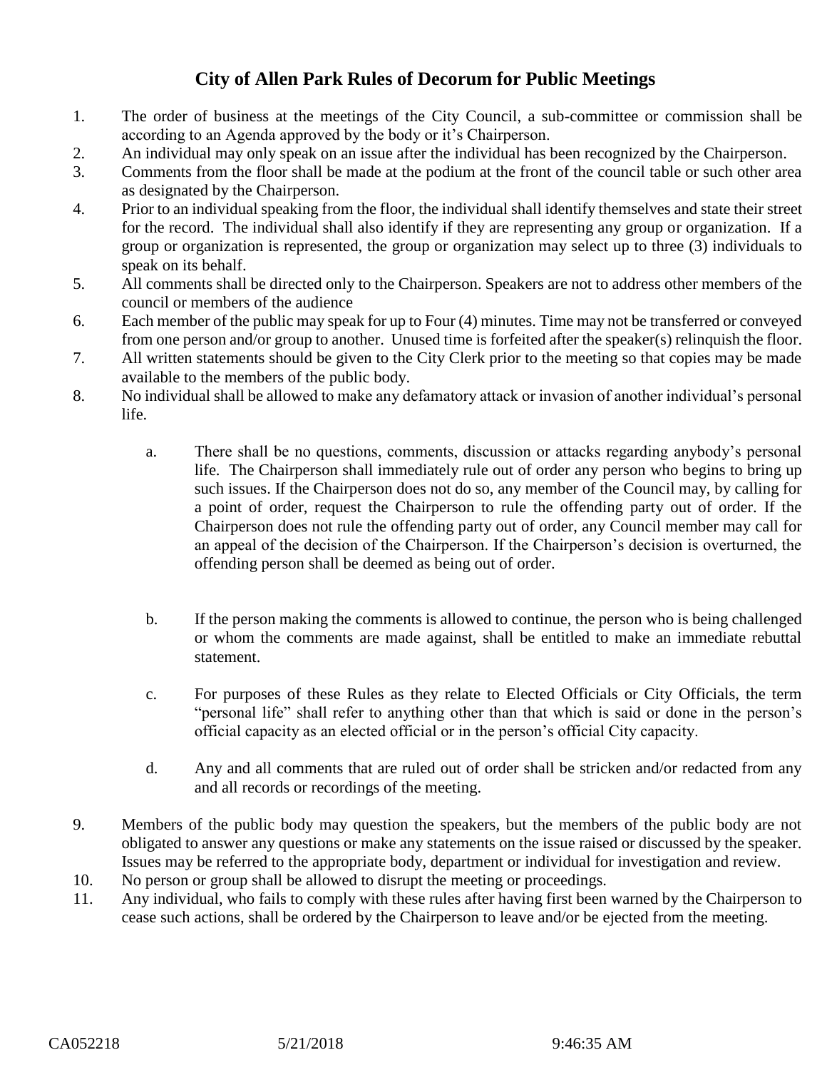# City of Allen Park Rules of Decorum for Public Meetings

1. The order of business at the meetings of the City Council, a sub-committee or commission shall be according to an Agenda approved by the body or it's Chairperson.
2. An individual may only speak on an issue after the individual has been recognized by the Chairperson.
3. Comments from the floor shall be made at the podium at the front of the council table or such other area as designated by the Chairperson.
4. Prior to an individual speaking from the floor, the individual shall identify themselves and state their street for the record. The individual shall also identify if they are representing any group or organization. If a group or organization is represented, the group or organization may select up to three (3) individuals to speak on its behalf.
5. All comments shall be directed only to the Chairperson. Speakers are not to address other members of the council or members of the audience
6. Each member of the public may speak for up to Four (4) minutes. Time may not be transferred or conveyed from one person and/or group to another. Unused time is forfeited after the speaker(s) relinquish the floor.
7. All written statements should be given to the City Clerk prior to the meeting so that copies may be made available to the members of the public body.
8. No individual shall be allowed to make any defamatory attack or invasion of another individual's personal life.

    a. There shall be no questions, comments, discussion or attacks regarding anybody's personal life. The Chairperson shall immediately rule out of order any person who begins to bring up such issues. If the Chairperson does not do so, any member of the Council may, by calling for a point of order, request the Chairperson to rule the offending party out of order. If the Chairperson does not rule the offending party out of order, any Council member may call for an appeal of the decision of the Chairperson. If the Chairperson's decision is overturned, the offending person shall be deemed as being out of order.

    b. If the person making the comments is allowed to continue, the person who is being challenged or whom the comments are made against, shall be entitled to make an immediate rebuttal statement.

    c. For purposes of these Rules as they relate to Elected Officials or City Officials, the term "personal life" shall refer to anything other than that which is said or done in the person's official capacity as an elected official or in the person's official City capacity.

    d. Any and all comments that are ruled out of order shall be stricken and/or redacted from any and all records or recordings of the meeting.

9. Members of the public body may question the speakers, but the members of the public body are not obligated to answer any questions or make any statements on the issue raised or discussed by the speaker. Issues may be referred to the appropriate body, department or individual for investigation and review.
10. No person or group shall be allowed to disrupt the meeting or proceedings.
11. Any individual, who fails to comply with these rules after having first been warned by the Chairperson to cease such actions, shall be ordered by the Chairperson to leave and/or be ejected from the meeting.

CA052218 5/21/2018 9:46:35 AM